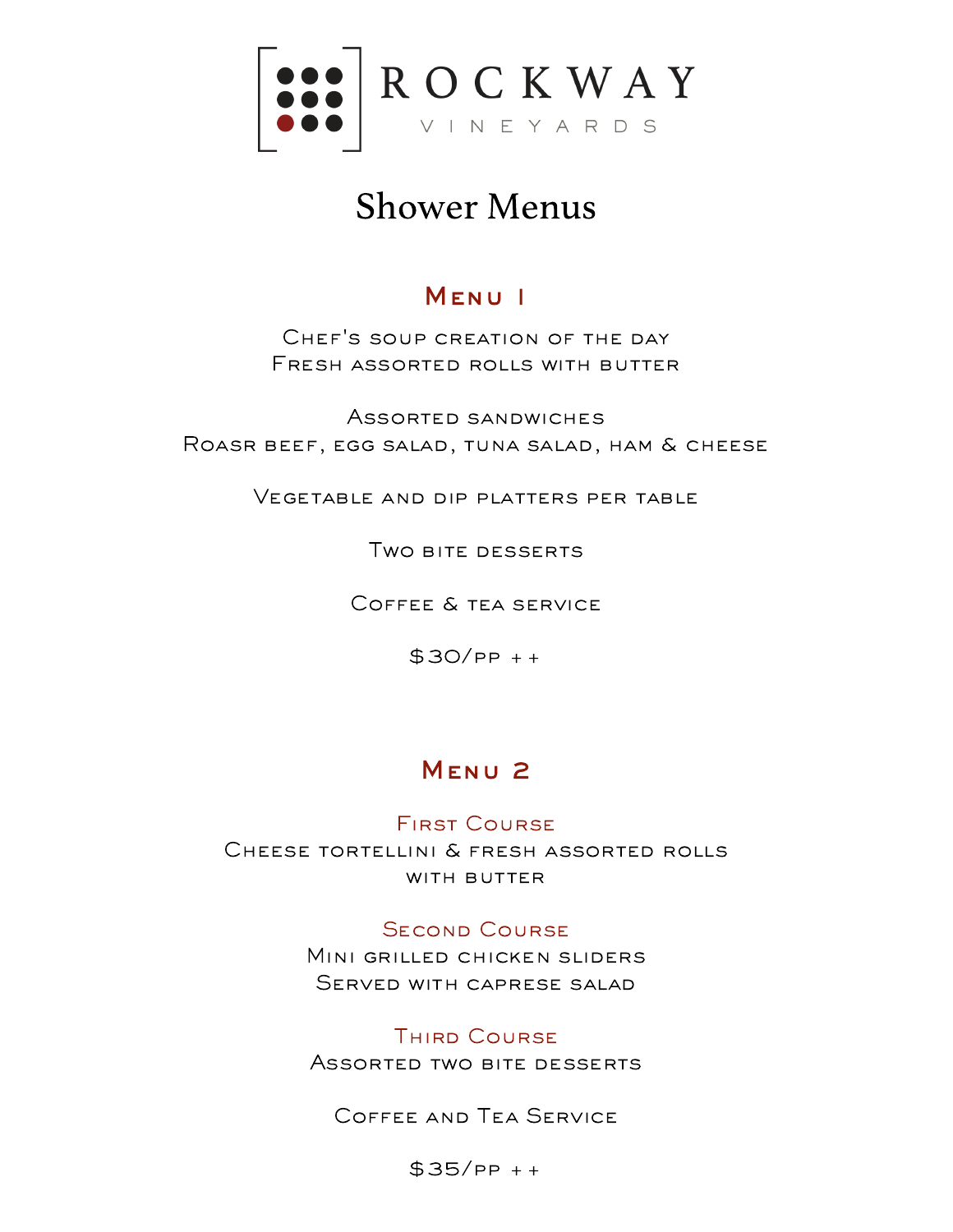# ROCKWAY VINEYARDS

## Shower Menus

### Menu 1

Chef's soup creation of the day
Fresh assorted rolls with butter

Assorted sandwiches
Roasr beef, egg salad, tuna salad, ham & cheese

Vegetable and dip platters per table

Two bite desserts

Coffee & tea service

$30/pp ++

### Menu 2

**First Course**
Cheese tortellini & fresh assorted rolls with butter

**Second Course**
Mini grilled chicken sliders
Served with caprese salad

**Third Course**
Assorted two bite desserts

Coffee and Tea Service

$35/pp ++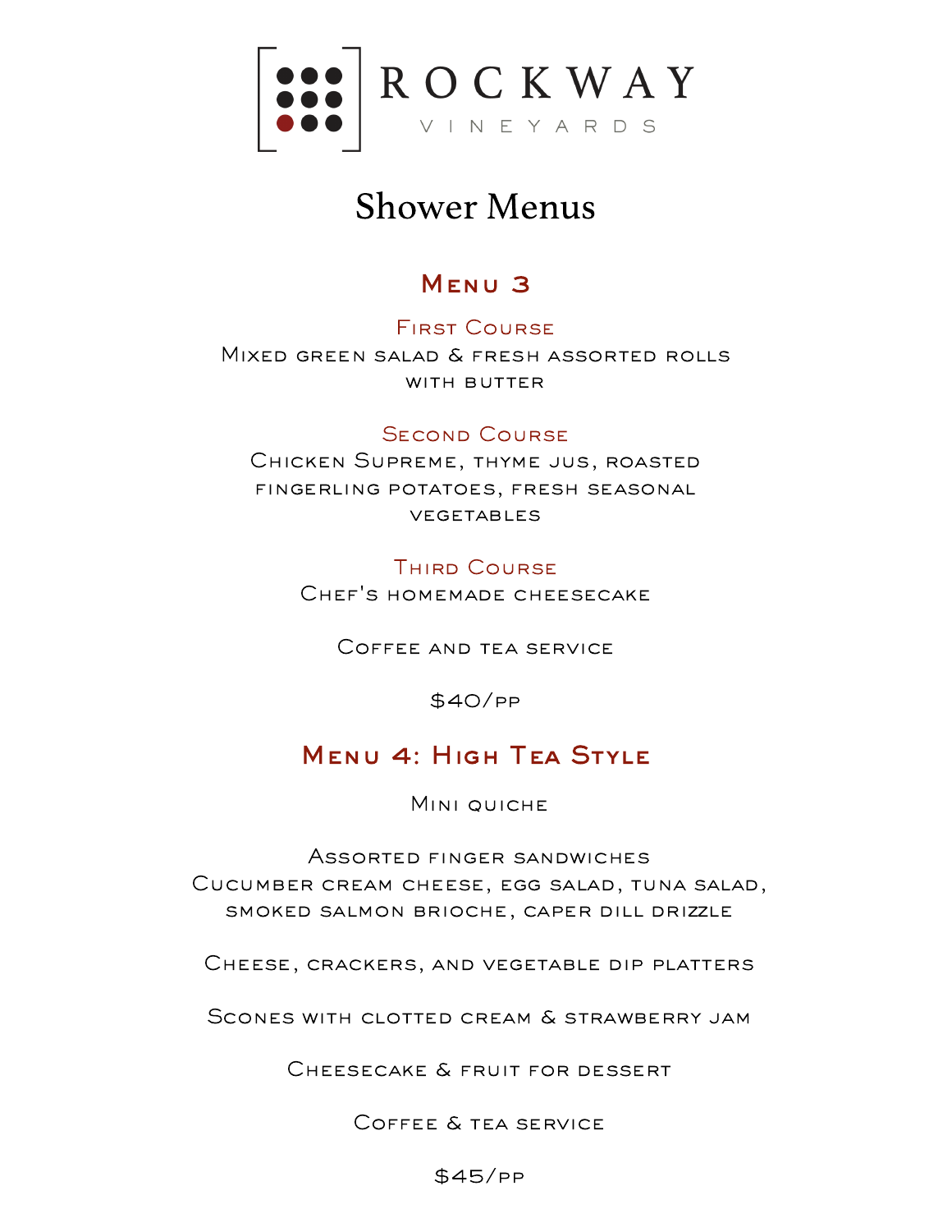ROCKWAY VINEYARDS

# Shower Menus

## Menu 3

### First Course

Mixed green salad & fresh assorted rolls with butter

### Second Course

Chicken Supreme, thyme jus, roasted fingerling potatoes, fresh seasonal vegetables

### Third Course

Chef's homemade cheesecake

Coffee and tea service

$40/pp

## Menu 4: High Tea Style

Mini quiche

Assorted finger sandwiches
Cucumber cream cheese, egg salad, tuna salad, smoked salmon brioche, caper dill drizzle

Cheese, crackers, and vegetable dip platters

Scones with clotted cream & strawberry jam

Cheesecake & fruit for dessert

Coffee & tea service

$45/pp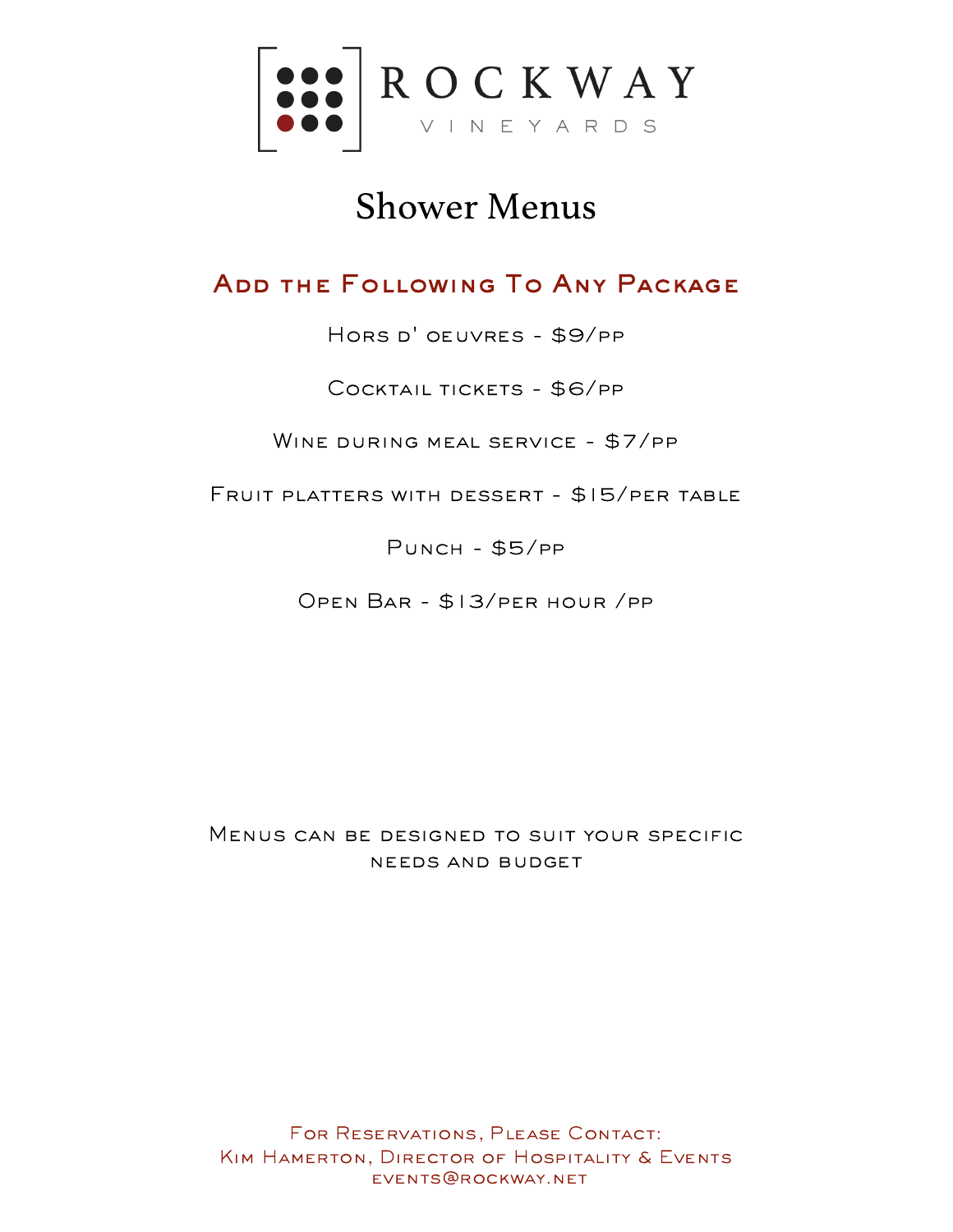ROCKWAY

VINEYARDS

# Shower Menus

## Add the Following To Any Package

Hors d' oeuvres - $9/pp

Cocktail tickets - $6/pp

Wine during meal service - $7/pp

Fruit platters with dessert - $15/per table

Punch - $5/pp

Open Bar - $13/per hour /pp

Menus can be designed to suit your specific needs and budget

For Reservations, Please Contact:
Kim Hamerton, Director of Hospitality & Events
events@rockway.net